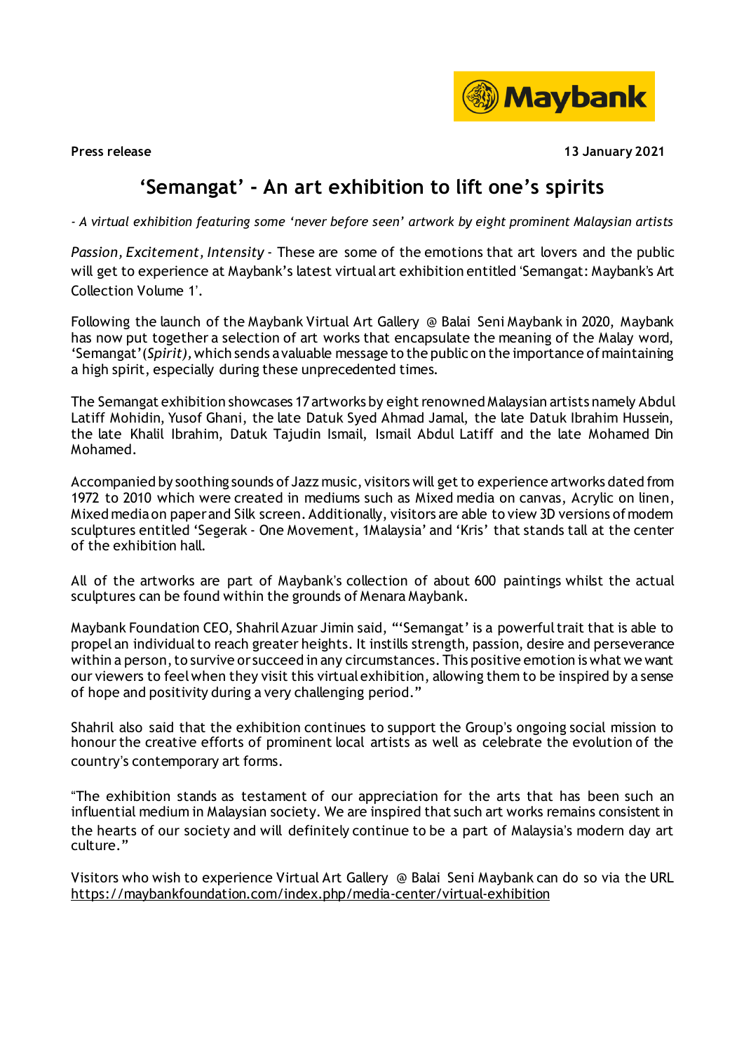**Press release** **13 January 2021**

# 'Semangat' - An art exhibition to lift one's spirits

*- A virtual exhibition featuring some 'never before seen' artwork by eight prominent Malaysian artists*

*Passion, Excitement, Intensity* - These are some of the emotions that art lovers and the public will get to experience at Maybank's latest virtual art exhibition entitled 'Semangat: Maybank's Art Collection Volume 1'.

Following the launch of the Maybank Virtual Art Gallery @ Balai Seni Maybank in 2020, Maybank has now put together a selection of art works that encapsulate the meaning of the Malay word, 'Semangat' *(Spirit),* which sends a valuable message to the public on the importance of maintaining a high spirit, especially during these unprecedented times.

The Semangat exhibition showcases 17 artworks by eight renowned Malaysian artists namely Abdul Latiff Mohidin, Yusof Ghani, the late Datuk Syed Ahmad Jamal, the late Datuk Ibrahim Hussein, the late Khalil Ibrahim, Datuk Tajudin Ismail, Ismail Abdul Latiff and the late Mohamed Din Mohamed.

Accompanied by soothing sounds of Jazz music, visitors will get to experience artworks dated from 1972 to 2010 which were created in mediums such as Mixed media on canvas, Acrylic on linen, Mixed media on paper and Silk screen. Additionally, visitors are able to view 3D versions of modern sculptures entitled 'Segerak - One Movement, 1Malaysia' and 'Kris' that stands tall at the center of the exhibition hall.

All of the artworks are part of Maybank's collection of about 600 paintings whilst the actual sculptures can be found within the grounds of Menara Maybank.

Maybank Foundation CEO, Shahril Azuar Jimin said, "'Semangat' is a powerful trait that is able to propel an individual to reach greater heights. It instills strength, passion, desire and perseverance within a person, to survive or succeed in any circumstances. This positive emotion is what we want our viewers to feel when they visit this virtual exhibition, allowing them to be inspired by a sense of hope and positivity during a very challenging period."

Shahril also said that the exhibition continues to support the Group's ongoing social mission to honour the creative efforts of prominent local artists as well as celebrate the evolution of the country's contemporary art forms.

"The exhibition stands as testament of our appreciation for the arts that has been such an influential medium in Malaysian society. We are inspired that such art works remains consistent in the hearts of our society and will definitely continue to be a part of Malaysia's modern day art culture."

Visitors who wish to experience Virtual Art Gallery @ Balai Seni Maybank can do so via the URL https://maybankfoundation.com/index.php/media-center/virtual-exhibition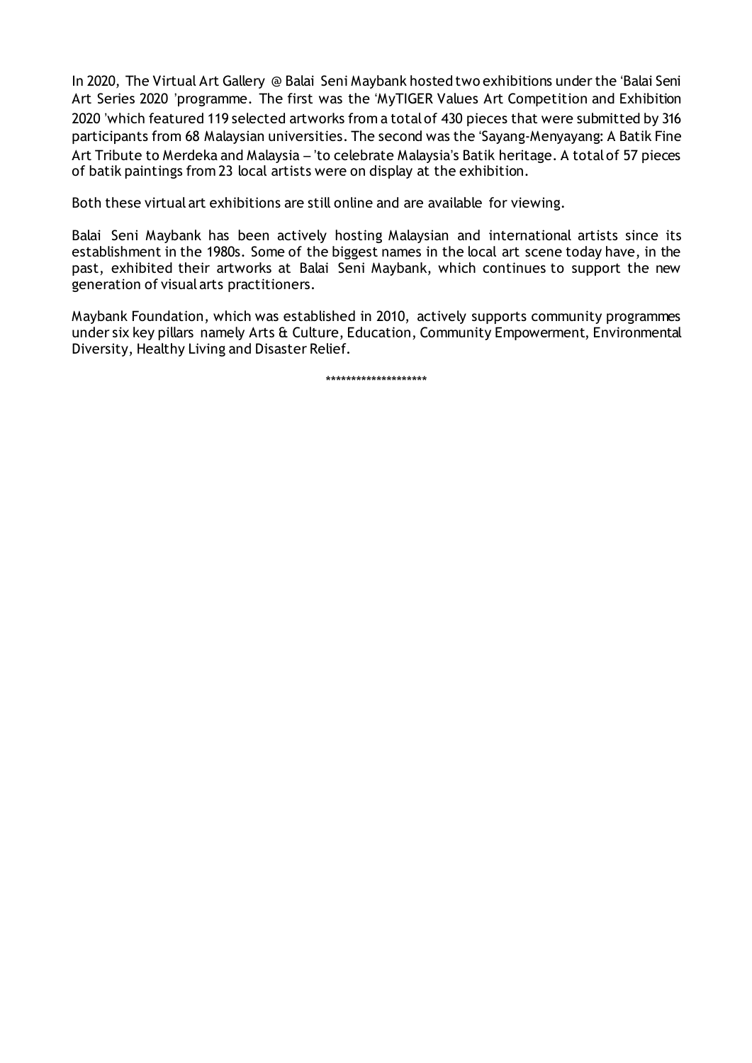In 2020, The Virtual Art Gallery @ Balai Seni Maybank hosted two exhibitions under the 'Balai Seni Art Series 2020 'programme. The first was the 'MyTIGER Values Art Competition and Exhibition 2020 'which featured 119 selected artworks from a total of 430 pieces that were submitted by 316 participants from 68 Malaysian universities. The second was the 'Sayang-Menyayang: A Batik Fine Art Tribute to Merdeka and Malaysia – 'to celebrate Malaysia's Batik heritage. A total of 57 pieces of batik paintings from 23 local artists were on display at the exhibition.

Both these virtual art exhibitions are still online and are available for viewing.

Balai Seni Maybank has been actively hosting Malaysian and international artists since its establishment in the 1980s. Some of the biggest names in the local art scene today have, in the past, exhibited their artworks at Balai Seni Maybank, which continues to support the new generation of visual arts practitioners.

Maybank Foundation, which was established in 2010, actively supports community programmes under six key pillars namely Arts & Culture, Education, Community Empowerment, Environmental Diversity, Healthy Living and Disaster Relief.

********************